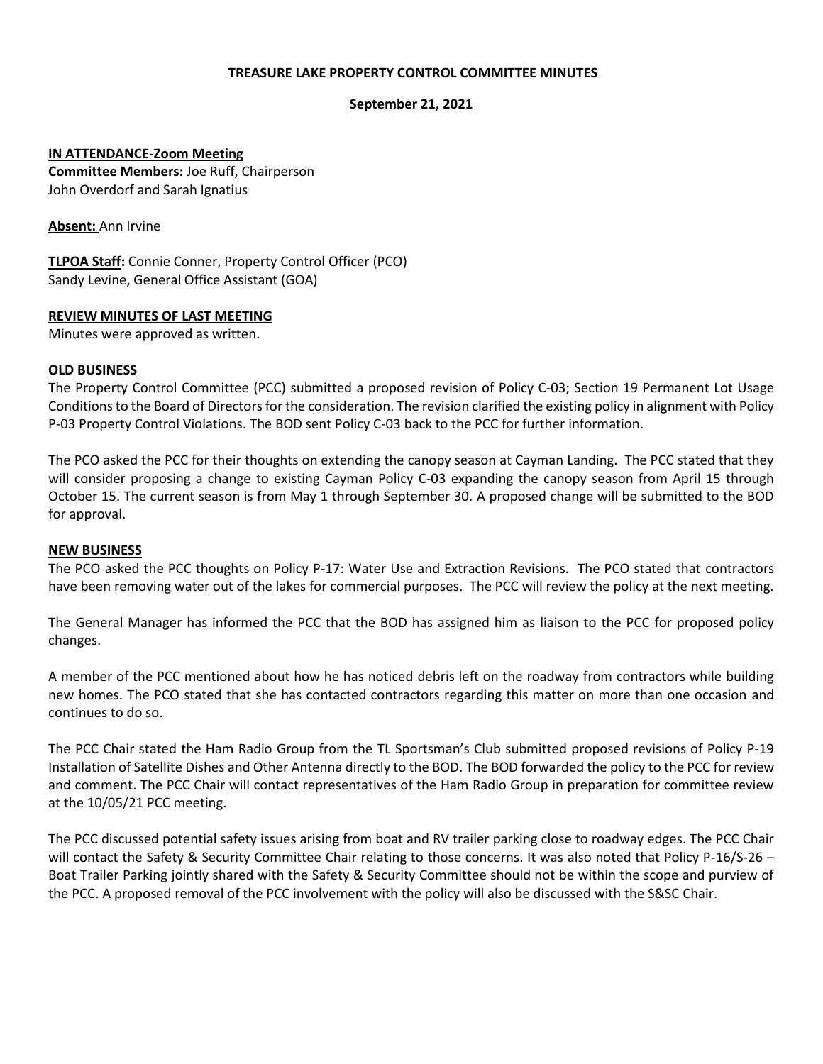**TREASURE LAKE PROPERTY CONTROL COMMITTEE MINUTES**

**September 21, 2021**

**IN ATTENDANCE-Zoom Meeting**
**Committee Members:** Joe Ruff, Chairperson
John Overdorf and Sarah Ignatius

**Absent:** Ann Irvine

**TLPOA Staff:** Connie Conner, Property Control Officer (PCO)
Sandy Levine, General Office Assistant (GOA)

**REVIEW MINUTES OF LAST MEETING**
Minutes were approved as written.

**OLD BUSINESS**
The Property Control Committee (PCC) submitted a proposed revision of Policy C-03; Section 19 Permanent Lot Usage Conditions to the Board of Directors for the consideration. The revision clarified the existing policy in alignment with Policy P-03 Property Control Violations. The BOD sent Policy C-03 back to the PCC for further information.

The PCO asked the PCC for their thoughts on extending the canopy season at Cayman Landing. The PCC stated that they will consider proposing a change to existing Cayman Policy C-03 expanding the canopy season from April 15 through October 15. The current season is from May 1 through September 30. A proposed change will be submitted to the BOD for approval.

**NEW BUSINESS**
The PCO asked the PCC thoughts on Policy P-17: Water Use and Extraction Revisions. The PCO stated that contractors have been removing water out of the lakes for commercial purposes. The PCC will review the policy at the next meeting.

The General Manager has informed the PCC that the BOD has assigned him as liaison to the PCC for proposed policy changes.

A member of the PCC mentioned about how he has noticed debris left on the roadway from contractors while building new homes. The PCO stated that she has contacted contractors regarding this matter on more than one occasion and continues to do so.

The PCC Chair stated the Ham Radio Group from the TL Sportsman's Club submitted proposed revisions of Policy P-19 Installation of Satellite Dishes and Other Antenna directly to the BOD. The BOD forwarded the policy to the PCC for review and comment. The PCC Chair will contact representatives of the Ham Radio Group in preparation for committee review at the 10/05/21 PCC meeting.

The PCC discussed potential safety issues arising from boat and RV trailer parking close to roadway edges. The PCC Chair will contact the Safety & Security Committee Chair relating to those concerns. It was also noted that Policy P-16/S-26 – Boat Trailer Parking jointly shared with the Safety & Security Committee should not be within the scope and purview of the PCC. A proposed removal of the PCC involvement with the policy will also be discussed with the S&SC Chair.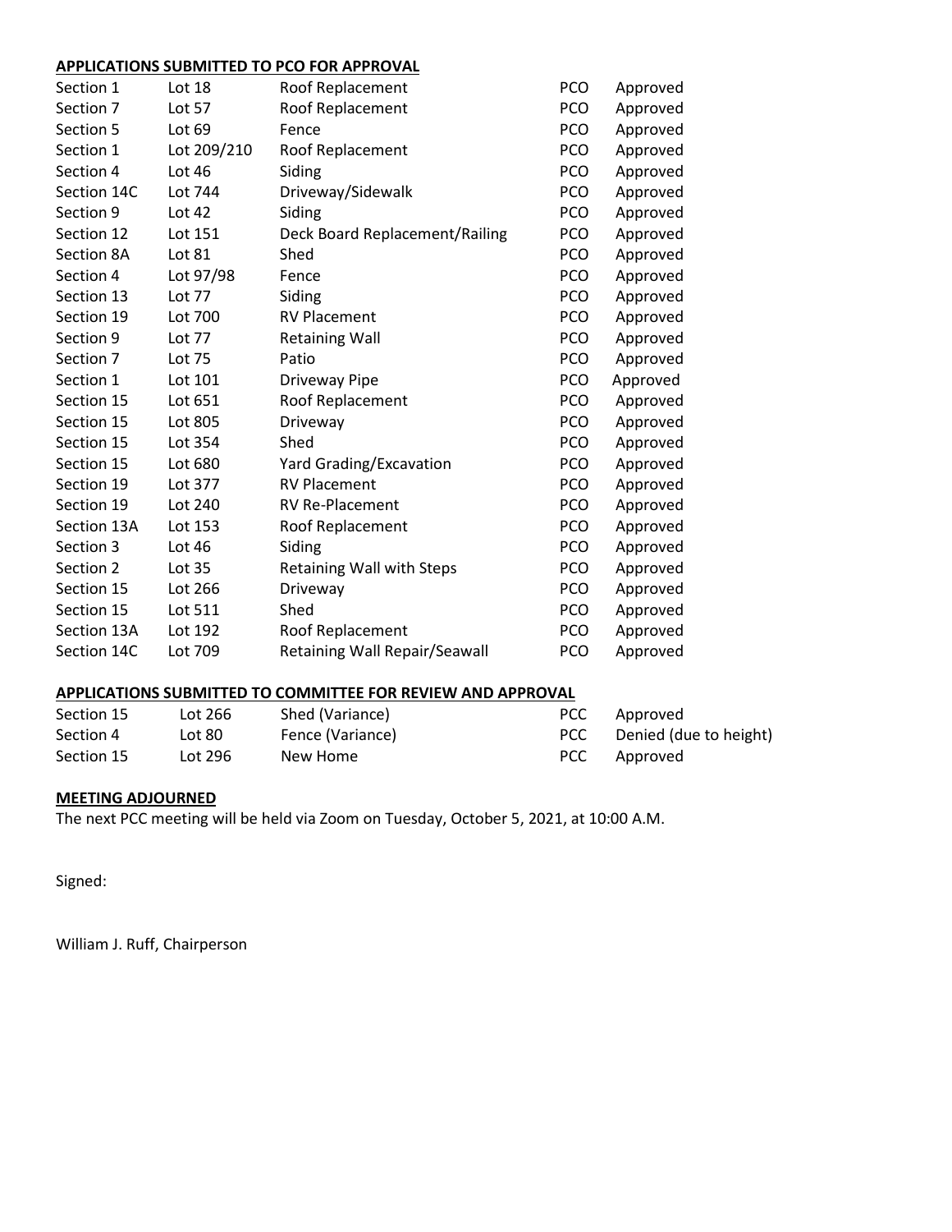## APPLICATIONS SUBMITTED TO PCO FOR APPROVAL

| | | | | |
|---|---|---|---|---|
| Section 1 | Lot 18 | Roof Replacement | PCO | Approved |
| Section 7 | Lot 57 | Roof Replacement | PCO | Approved |
| Section 5 | Lot 69 | Fence | PCO | Approved |
| Section 1 | Lot 209/210 | Roof Replacement | PCO | Approved |
| Section 4 | Lot 46 | Siding | PCO | Approved |
| Section 14C | Lot 744 | Driveway/Sidewalk | PCO | Approved |
| Section 9 | Lot 42 | Siding | PCO | Approved |
| Section 12 | Lot 151 | Deck Board Replacement/Railing | PCO | Approved |
| Section 8A | Lot 81 | Shed | PCO | Approved |
| Section 4 | Lot 97/98 | Fence | PCO | Approved |
| Section 13 | Lot 77 | Siding | PCO | Approved |
| Section 19 | Lot 700 | RV Placement | PCO | Approved |
| Section 9 | Lot 77 | Retaining Wall | PCO | Approved |
| Section 7 | Lot 75 | Patio | PCO | Approved |
| Section 1 | Lot 101 | Driveway Pipe | PCO | Approved |
| Section 15 | Lot 651 | Roof Replacement | PCO | Approved |
| Section 15 | Lot 805 | Driveway | PCO | Approved |
| Section 15 | Lot 354 | Shed | PCO | Approved |
| Section 15 | Lot 680 | Yard Grading/Excavation | PCO | Approved |
| Section 19 | Lot 377 | RV Placement | PCO | Approved |
| Section 19 | Lot 240 | RV Re-Placement | PCO | Approved |
| Section 13A | Lot 153 | Roof Replacement | PCO | Approved |
| Section 3 | Lot 46 | Siding | PCO | Approved |
| Section 2 | Lot 35 | Retaining Wall with Steps | PCO | Approved |
| Section 15 | Lot 266 | Driveway | PCO | Approved |
| Section 15 | Lot 511 | Shed | PCO | Approved |
| Section 13A | Lot 192 | Roof Replacement | PCO | Approved |
| Section 14C | Lot 709 | Retaining Wall Repair/Seawall | PCO | Approved |

## APPLICATIONS SUBMITTED TO COMMITTEE FOR REVIEW AND APPROVAL

| | | | | |
|---|---|---|---|---|
| Section 15 | Lot 266 | Shed (Variance) | PCC | Approved |
| Section 4 | Lot 80 | Fence (Variance) | PCC | Denied (due to height) |
| Section 15 | Lot 296 | New Home | PCC | Approved |

## MEETING ADJOURNED

The next PCC meeting will be held via Zoom on Tuesday, October 5, 2021, at 10:00 A.M.

Signed:

William J. Ruff, Chairperson